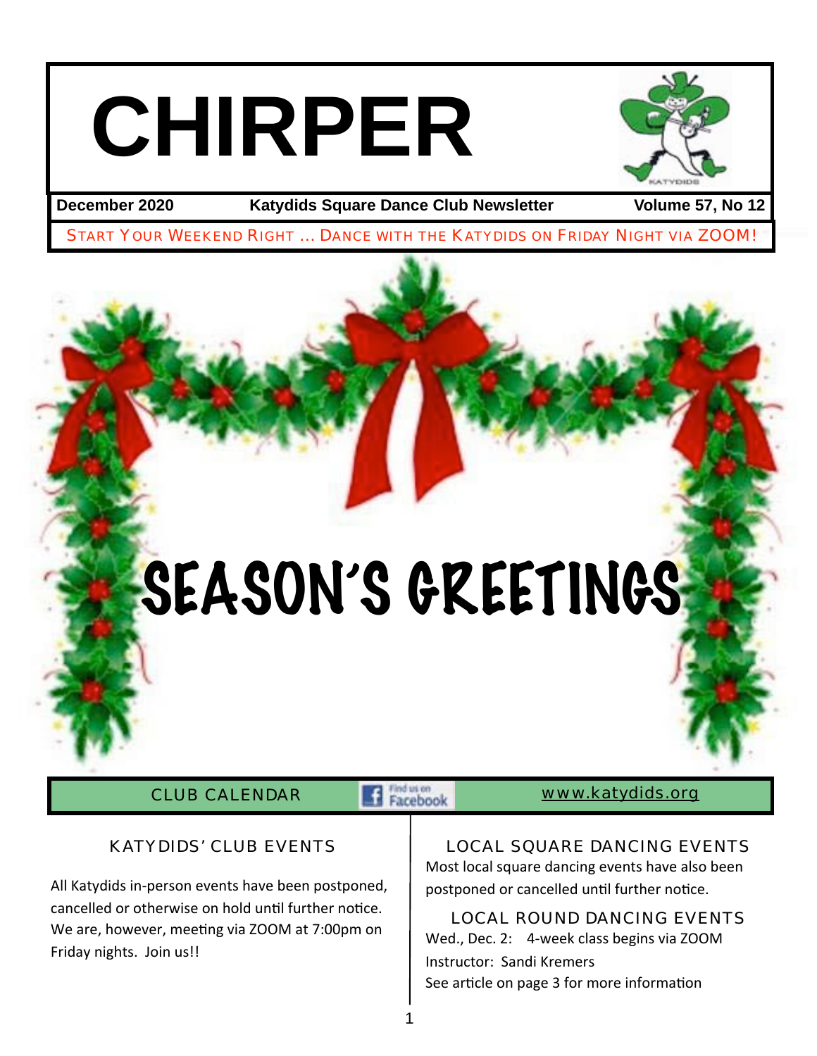# CHIRPER

**December 2020** | **Katydids Square Dance Club Newsletter** | **Volume 57, No 12**

START YOUR WEEKEND RIGHT … DANCE WITH THE KATYDIDS ON FRIDAY NIGHT VIA ZOOM!

# SEASON'S GREETINGS

## CLUB CALENDAR

Find us on Facebook

www.katydids.org

### KATYDIDS' CLUB EVENTS

All Katydids in-person events have been postponed, cancelled or otherwise on hold until further notice. We are, however, meeting via ZOOM at 7:00pm on Friday nights. Join us!!

### LOCAL SQUARE DANCING EVENTS

Most local square dancing events have also been postponed or cancelled until further notice.

### LOCAL ROUND DANCING EVENTS

Wed., Dec. 2: 4-week class begins via ZOOM

Instructor: Sandi Kremers

See article on page 3 for more information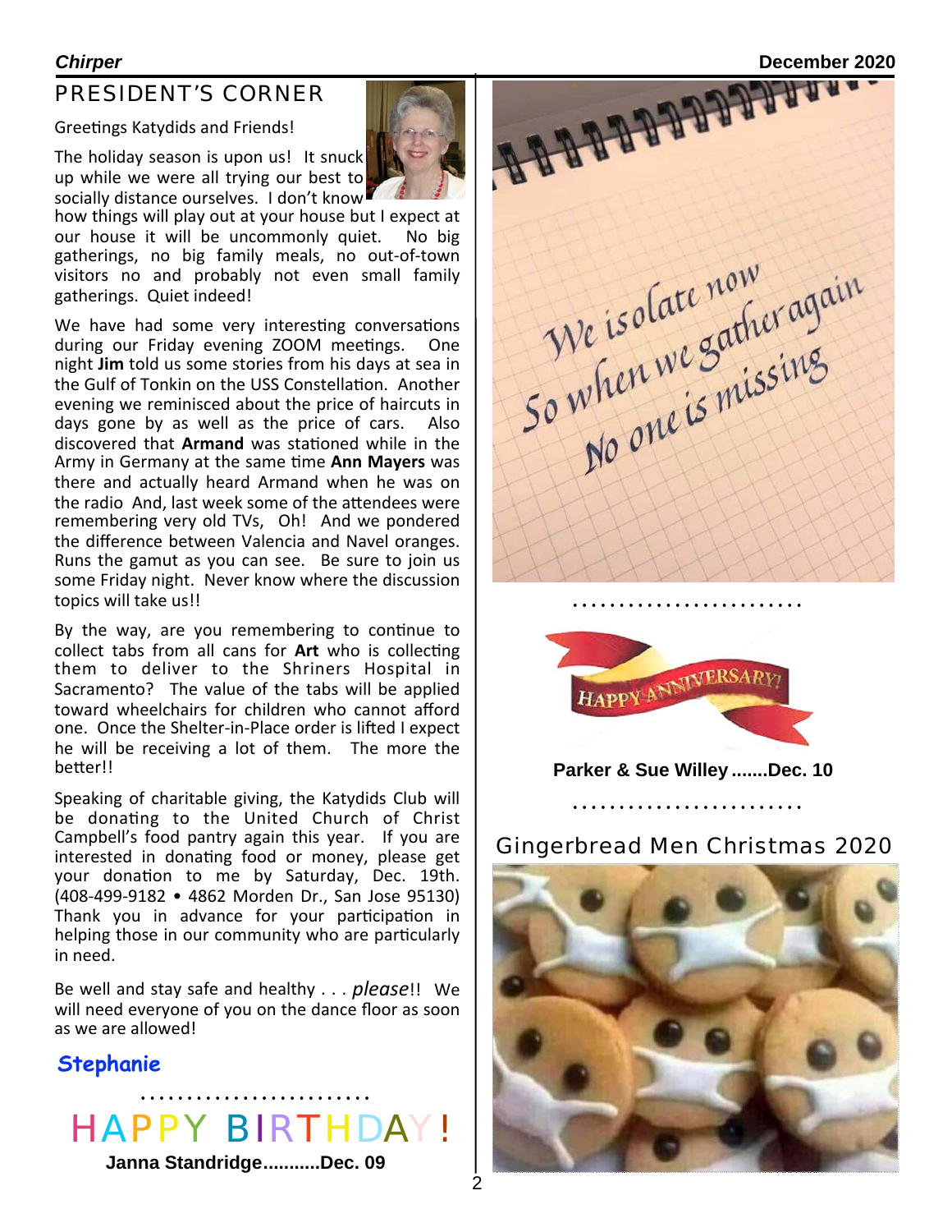## PRESIDENT'S CORNER

Greetings Katydids and Friends!

The holiday season is upon us! It snuck up while we were all trying our best to socially distance ourselves. I don't know how things will play out at your house but I expect at our house it will be uncommonly quiet. No big gatherings, no big family meals, no out-of-town visitors no and probably not even small family gatherings. Quiet indeed!

We have had some very interesting conversations during our Friday evening ZOOM meetings. One night **Jim** told us some stories from his days at sea in the Gulf of Tonkin on the USS Constellation. Another evening we reminisced about the price of haircuts in days gone by as well as the price of cars. Also discovered that **Armand** was stationed while in the Army in Germany at the same time **Ann Mayers** was there and actually heard Armand when he was on the radio And, last week some of the attendees were remembering very old TVs, Oh! And we pondered the difference between Valencia and Navel oranges. Runs the gamut as you can see. Be sure to join us some Friday night. Never know where the discussion topics will take us!!

By the way, are you remembering to continue to collect tabs from all cans for **Art** who is collecting them to deliver to the Shriners Hospital in Sacramento? The value of the tabs will be applied toward wheelchairs for children who cannot afford one. Once the Shelter-in-Place order is lifted I expect he will be receiving a lot of them. The more the better!!

Speaking of charitable giving, the Katydids Club will be donating to the United Church of Christ Campbell's food pantry again this year. If you are interested in donating food or money, please get your donation to me by Saturday, Dec. 19th. (408-499-9182 • 4862 Morden Dr., San Jose 95130) Thank you in advance for your participation in helping those in our community who are particularly in need.

Be well and stay safe and healthy . . . *please*!! We will need everyone of you on the dance floor as soon as we are allowed!

**Stephanie**

## HAPPY BIRTHDAY!

**Janna Standridge...........Dec. 09**

We isolate now
So when we gather again
No one is missing

## HAPPY ANNIVERSARY!

**Parker & Sue Willey.......Dec. 10**

## Gingerbread Men Christmas 2020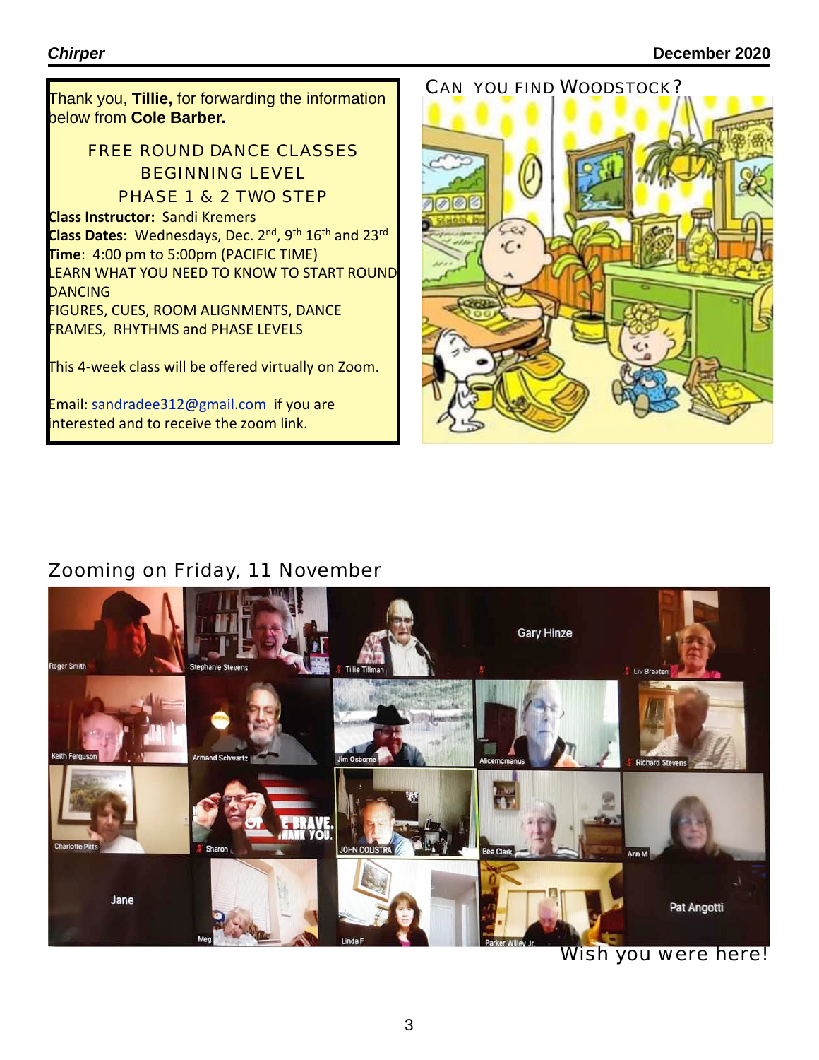Thank you, **Tillie,** for forwarding the information below from **Cole Barber.**

FREE ROUND DANCE CLASSES
BEGINNING LEVEL
PHASE 1 & 2 TWO STEP

**Class Instructor:** Sandi Kremers
**Class Dates**: Wednesdays, Dec. 2nd, 9th 16th and 23rd
**Time**: 4:00 pm to 5:00pm (PACIFIC TIME)
LEARN WHAT YOU NEED TO KNOW TO START ROUND DANCING
FIGURES, CUES, ROOM ALIGNMENTS, DANCE FRAMES, RHYTHMS and PHASE LEVELS

This 4-week class will be offered virtually on Zoom.

Email: sandradee312@gmail.com if you are interested and to receive the zoom link.

## CAN YOU FIND WOODSTOCK?

## Zooming on Friday, 11 November

Wish you were here!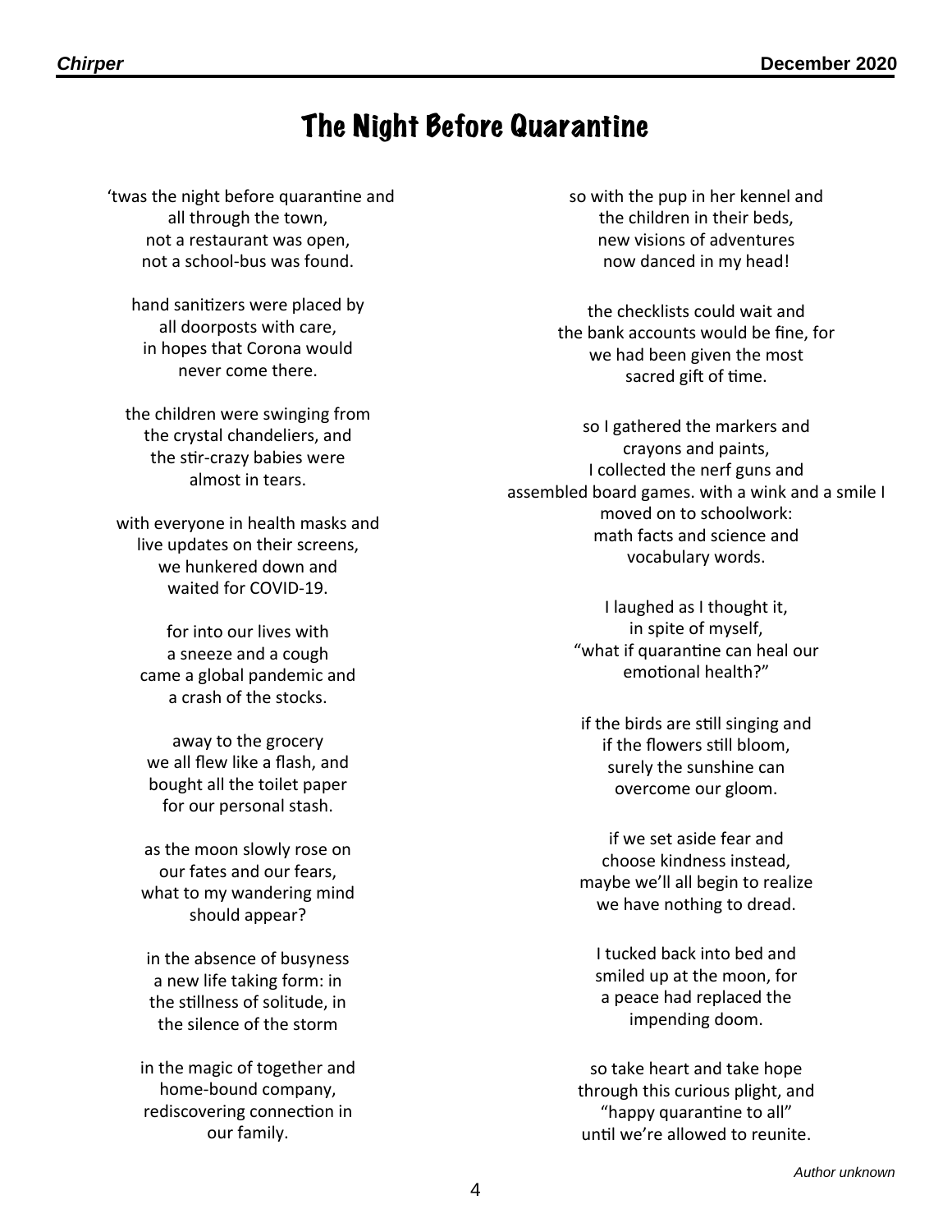# The Night Before Quarantine

'twas the night before quarantine and
all through the town,
not a restaurant was open,
not a school-bus was found.

hand sanitizers were placed by
all doorposts with care,
in hopes that Corona would
never come there.

the children were swinging from
the crystal chandeliers, and
the stir-crazy babies were
almost in tears.

with everyone in health masks and
live updates on their screens,
we hunkered down and
waited for COVID-19.

for into our lives with
a sneeze and a cough
came a global pandemic and
a crash of the stocks.

away to the grocery
we all flew like a flash, and
bought all the toilet paper
for our personal stash.

as the moon slowly rose on
our fates and our fears,
what to my wandering mind
should appear?

in the absence of busyness
a new life taking form: in
the stillness of solitude, in
the silence of the storm

in the magic of together and
home-bound company,
rediscovering connection in
our family.

so with the pup in her kennel and
the children in their beds,
new visions of adventures
now danced in my head!

the checklists could wait and
the bank accounts would be fine, for
we had been given the most
sacred gift of time.

so I gathered the markers and
crayons and paints,
I collected the nerf guns and
assembled board games. with a wink and a smile I
moved on to schoolwork:
math facts and science and
vocabulary words.

I laughed as I thought it,
in spite of myself,
"what if quarantine can heal our
emotional health?"

if the birds are still singing and
if the flowers still bloom,
surely the sunshine can
overcome our gloom.

if we set aside fear and
choose kindness instead,
maybe we'll all begin to realize
we have nothing to dread.

I tucked back into bed and
smiled up at the moon, for
a peace had replaced the
impending doom.

so take heart and take hope
through this curious plight, and
"happy quarantine to all"
until we're allowed to reunite.

*Author unknown*